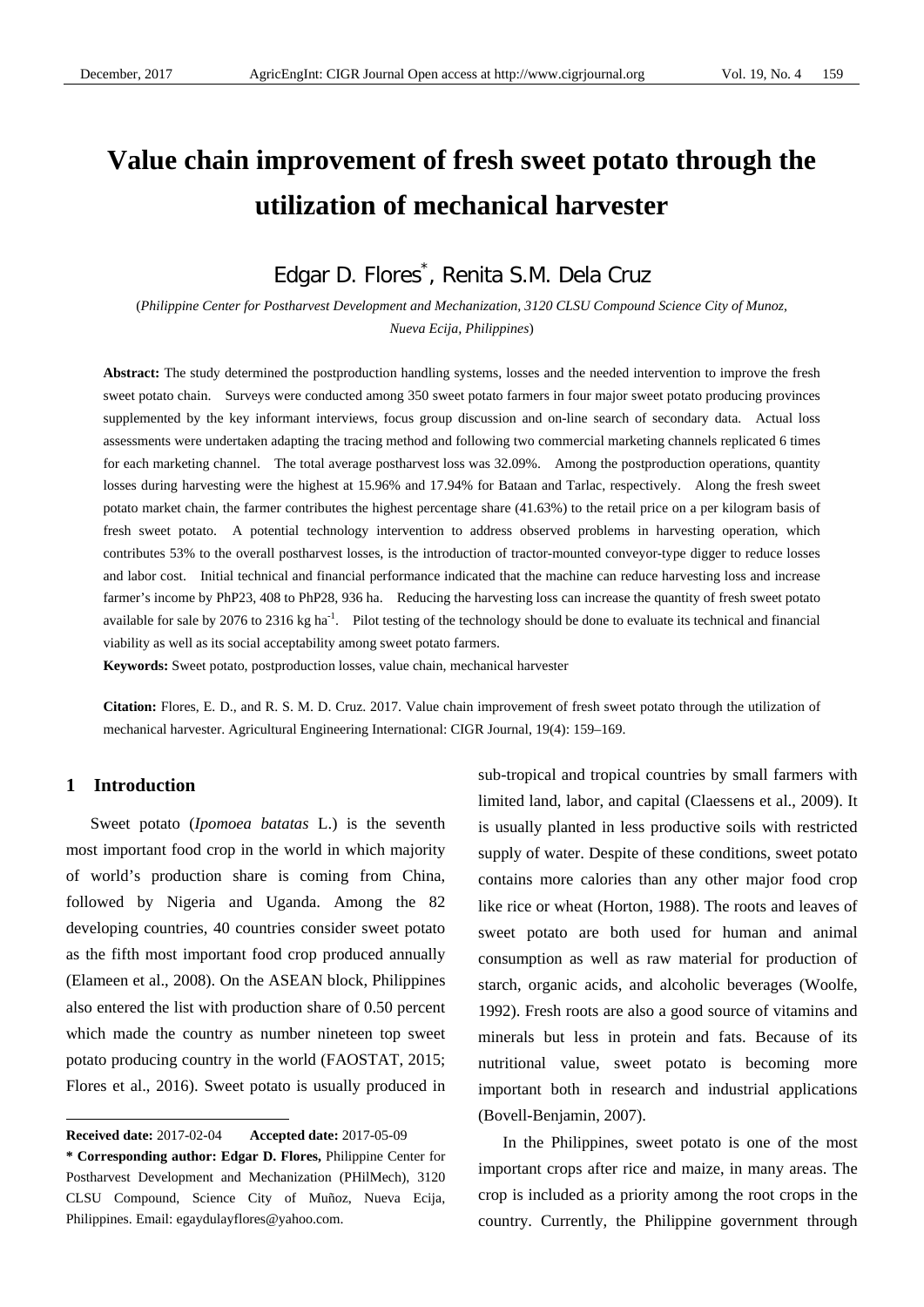# Value chain improvement of fresh sweet potato through the utilization of mechanical harvester

Edgar D. Flores*, Renita S.M. Dela Cruz

(*Philippine Center for Postharvest Development and Mechanization, 3120 CLSU Compound Science City of Munoz, Nueva Ecija, Philippines*)

**Abstract:** The study determined the postproduction handling systems, losses and the needed intervention to improve the fresh sweet potato chain. Surveys were conducted among 350 sweet potato farmers in four major sweet potato producing provinces supplemented by the key informant interviews, focus group discussion and on-line search of secondary data. Actual loss assessments were undertaken adapting the tracing method and following two commercial marketing channels replicated 6 times for each marketing channel. The total average postharvest loss was 32.09%. Among the postproduction operations, quantity losses during harvesting were the highest at 15.96% and 17.94% for Bataan and Tarlac, respectively. Along the fresh sweet potato market chain, the farmer contributes the highest percentage share (41.63%) to the retail price on a per kilogram basis of fresh sweet potato. A potential technology intervention to address observed problems in harvesting operation, which contributes 53% to the overall postharvest losses, is the introduction of tractor-mounted conveyor-type digger to reduce losses and labor cost. Initial technical and financial performance indicated that the machine can reduce harvesting loss and increase farmer's income by PhP23, 408 to PhP28, 936 ha. Reducing the harvesting loss can increase the quantity of fresh sweet potato available for sale by 2076 to 2316 kg ha$^{-1}$. Pilot testing of the technology should be done to evaluate its technical and financial viability as well as its social acceptability among sweet potato farmers.

**Keywords:** Sweet potato, postproduction losses, value chain, mechanical harvester

**Citation:** Flores, E. D., and R. S. M. D. Cruz. 2017. Value chain improvement of fresh sweet potato through the utilization of mechanical harvester. Agricultural Engineering International: CIGR Journal, 19(4): 159–169.

## 1 Introduction

Sweet potato (*Ipomoea batatas* L.) is the seventh most important food crop in the world in which majority of world's production share is coming from China, followed by Nigeria and Uganda. Among the 82 developing countries, 40 countries consider sweet potato as the fifth most important food crop produced annually (Elameen et al., 2008). On the ASEAN block, Philippines also entered the list with production share of 0.50 percent which made the country as number nineteen top sweet potato producing country in the world (FAOSTAT, 2015; Flores et al., 2016). Sweet potato is usually produced in sub-tropical and tropical countries by small farmers with limited land, labor, and capital (Claessens et al., 2009). It is usually planted in less productive soils with restricted supply of water. Despite of these conditions, sweet potato contains more calories than any other major food crop like rice or wheat (Horton, 1988). The roots and leaves of sweet potato are both used for human and animal consumption as well as raw material for production of starch, organic acids, and alcoholic beverages (Woolfe, 1992). Fresh roots are also a good source of vitamins and minerals but less in protein and fats. Because of its nutritional value, sweet potato is becoming more important both in research and industrial applications (Bovell-Benjamin, 2007).

In the Philippines, sweet potato is one of the most important crops after rice and maize, in many areas. The crop is included as a priority among the root crops in the country. Currently, the Philippine government through

---

**Received date:** 2017-02-04 **Accepted date:** 2017-05-09

**\* Corresponding author: Edgar D. Flores,** Philippine Center for Postharvest Development and Mechanization (PHilMech), 3120 CLSU Compound, Science City of Muñoz, Nueva Ecija, Philippines. Email: egaydulayflores@yahoo.com.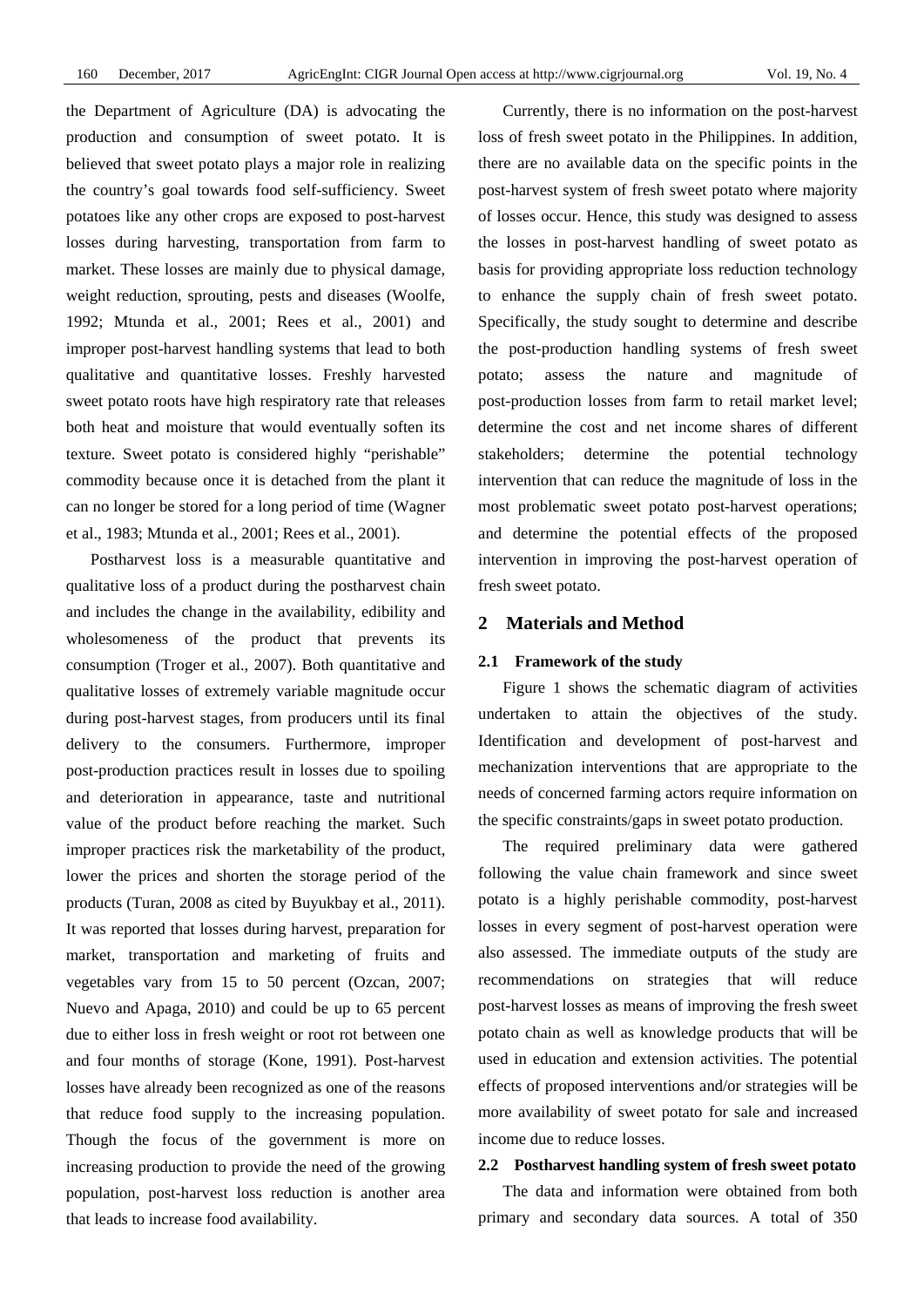the Department of Agriculture (DA) is advocating the production and consumption of sweet potato. It is believed that sweet potato plays a major role in realizing the country's goal towards food self-sufficiency. Sweet potatoes like any other crops are exposed to post-harvest losses during harvesting, transportation from farm to market. These losses are mainly due to physical damage, weight reduction, sprouting, pests and diseases (Woolfe, 1992; Mtunda et al., 2001; Rees et al., 2001) and improper post-harvest handling systems that lead to both qualitative and quantitative losses. Freshly harvested sweet potato roots have high respiratory rate that releases both heat and moisture that would eventually soften its texture. Sweet potato is considered highly "perishable" commodity because once it is detached from the plant it can no longer be stored for a long period of time (Wagner et al., 1983; Mtunda et al., 2001; Rees et al., 2001).

Postharvest loss is a measurable quantitative and qualitative loss of a product during the postharvest chain and includes the change in the availability, edibility and wholesomeness of the product that prevents its consumption (Troger et al., 2007). Both quantitative and qualitative losses of extremely variable magnitude occur during post-harvest stages, from producers until its final delivery to the consumers. Furthermore, improper post-production practices result in losses due to spoiling and deterioration in appearance, taste and nutritional value of the product before reaching the market. Such improper practices risk the marketability of the product, lower the prices and shorten the storage period of the products (Turan, 2008 as cited by Buyukbay et al., 2011). It was reported that losses during harvest, preparation for market, transportation and marketing of fruits and vegetables vary from 15 to 50 percent (Ozcan, 2007; Nuevo and Apaga, 2010) and could be up to 65 percent due to either loss in fresh weight or root rot between one and four months of storage (Kone, 1991). Post-harvest losses have already been recognized as one of the reasons that reduce food supply to the increasing population. Though the focus of the government is more on increasing production to provide the need of the growing population, post-harvest loss reduction is another area that leads to increase food availability.

Currently, there is no information on the post-harvest loss of fresh sweet potato in the Philippines. In addition, there are no available data on the specific points in the post-harvest system of fresh sweet potato where majority of losses occur. Hence, this study was designed to assess the losses in post-harvest handling of sweet potato as basis for providing appropriate loss reduction technology to enhance the supply chain of fresh sweet potato. Specifically, the study sought to determine and describe the post-production handling systems of fresh sweet potato; assess the nature and magnitude of post-production losses from farm to retail market level; determine the cost and net income shares of different stakeholders; determine the potential technology intervention that can reduce the magnitude of loss in the most problematic sweet potato post-harvest operations; and determine the potential effects of the proposed intervention in improving the post-harvest operation of fresh sweet potato.

## 2 Materials and Method

### 2.1 Framework of the study

Figure 1 shows the schematic diagram of activities undertaken to attain the objectives of the study. Identification and development of post-harvest and mechanization interventions that are appropriate to the needs of concerned farming actors require information on the specific constraints/gaps in sweet potato production.

The required preliminary data were gathered following the value chain framework and since sweet potato is a highly perishable commodity, post-harvest losses in every segment of post-harvest operation were also assessed. The immediate outputs of the study are recommendations on strategies that will reduce post-harvest losses as means of improving the fresh sweet potato chain as well as knowledge products that will be used in education and extension activities. The potential effects of proposed interventions and/or strategies will be more availability of sweet potato for sale and increased income due to reduce losses.

### 2.2 Postharvest handling system of fresh sweet potato

The data and information were obtained from both primary and secondary data sources. A total of 350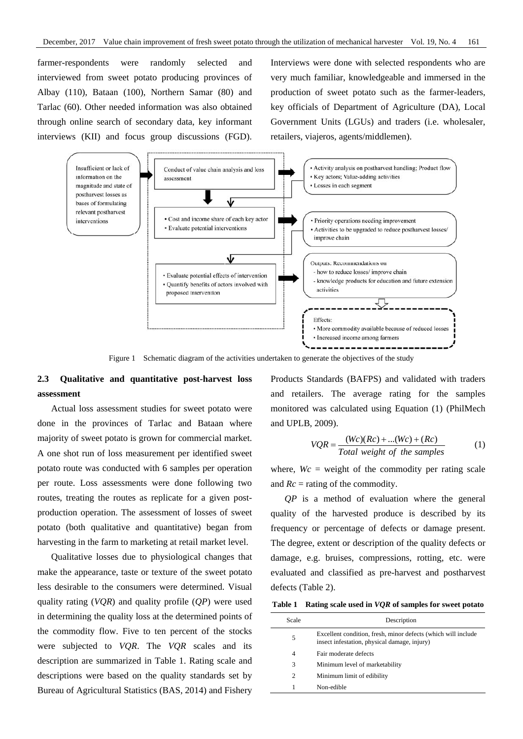farmer-respondents were randomly selected and interviewed from sweet potato producing provinces of Albay (110), Bataan (100), Northern Samar (80) and Tarlac (60). Other needed information was also obtained through online search of secondary data, key informant interviews (KII) and focus group discussions (FGD). Interviews were done with selected respondents who are very much familiar, knowledgeable and immersed in the production of sweet potato such as the farmer-leaders, key officials of Department of Agriculture (DA), Local Government Units (LGUs) and traders (i.e. wholesaler, retailers, viajeros, agents/middlemen).

Insufficient or lack of information on the magnitude and state of postharvest losses as bases of formulating relevant postharvest interventions

Conduct of value chain analysis and loss assessment

- Activity analysis on postharvest handling; Product flow
- Key actors; Value-adding activities
- Losses in each segment

- Cost and income share of each key actor
- Evaluate potential interventions

- Priority operations needing improvement
- Activities to be upgraded to reduce postharvest losses/ improve chain

- Evaluate potential effects of intervention
- Quantify benefits of actors involved with proposed intervention

Outputs: Recommendations on
- how to reduce losses/ improve chain
- knowledge products for education and future extension activities

Effects:
- More commodity available because of reduced losses
- Increased income among farmers

Figure 1 Schematic diagram of the activities undertaken to generate the objectives of the study

### 2.3 Qualitative and quantitative post-harvest loss assessment

Actual loss assessment studies for sweet potato were done in the provinces of Tarlac and Bataan where majority of sweet potato is grown for commercial market. A one shot run of loss measurement per identified sweet potato route was conducted with 6 samples per operation per route. Loss assessments were done following two routes, treating the routes as replicate for a given post-production operation. The assessment of losses of sweet potato (both qualitative and quantitative) began from harvesting in the farm to marketing at retail market level.

Qualitative losses due to physiological changes that make the appearance, taste or texture of the sweet potato less desirable to the consumers were determined. Visual quality rating (*VQR*) and quality profile (*QP*) were used in determining the quality loss at the determined points of the commodity flow. Five to ten percent of the stocks were subjected to *VQR*. The *VQR* scales and its description are summarized in Table 1. Rating scale and descriptions were based on the quality standards set by Bureau of Agricultural Statistics (BAS, 2014) and Fishery Products Standards (BAFPS) and validated with traders and retailers. The average rating for the samples monitored was calculated using Equation (1) (PhilMech and UPLB, 2009).

$$VQR = \frac{(Wc)(Rc) + ...(Wc) + (Rc)}{Total\ weight\ of\ the\ samples} \quad (1)$$

where, $Wc$ = weight of the commodity per rating scale and $Rc$ = rating of the commodity.

*QP* is a method of evaluation where the general quality of the harvested produce is described by its frequency or percentage of defects or damage present. The degree, extent or description of the quality defects or damage, e.g. bruises, compressions, rotting, etc. were evaluated and classified as pre-harvest and postharvest defects (Table 2).

**Table 1 Rating scale used in *VQR* of samples for sweet potato**

| Scale | Description |
|---|---|
| 5 | Excellent condition, fresh, minor defects (which will include insect infestation, physical damage, injury) |
| 4 | Fair moderate defects |
| 3 | Minimum level of marketability |
| 2 | Minimum limit of edibility |
| 1 | Non-edible |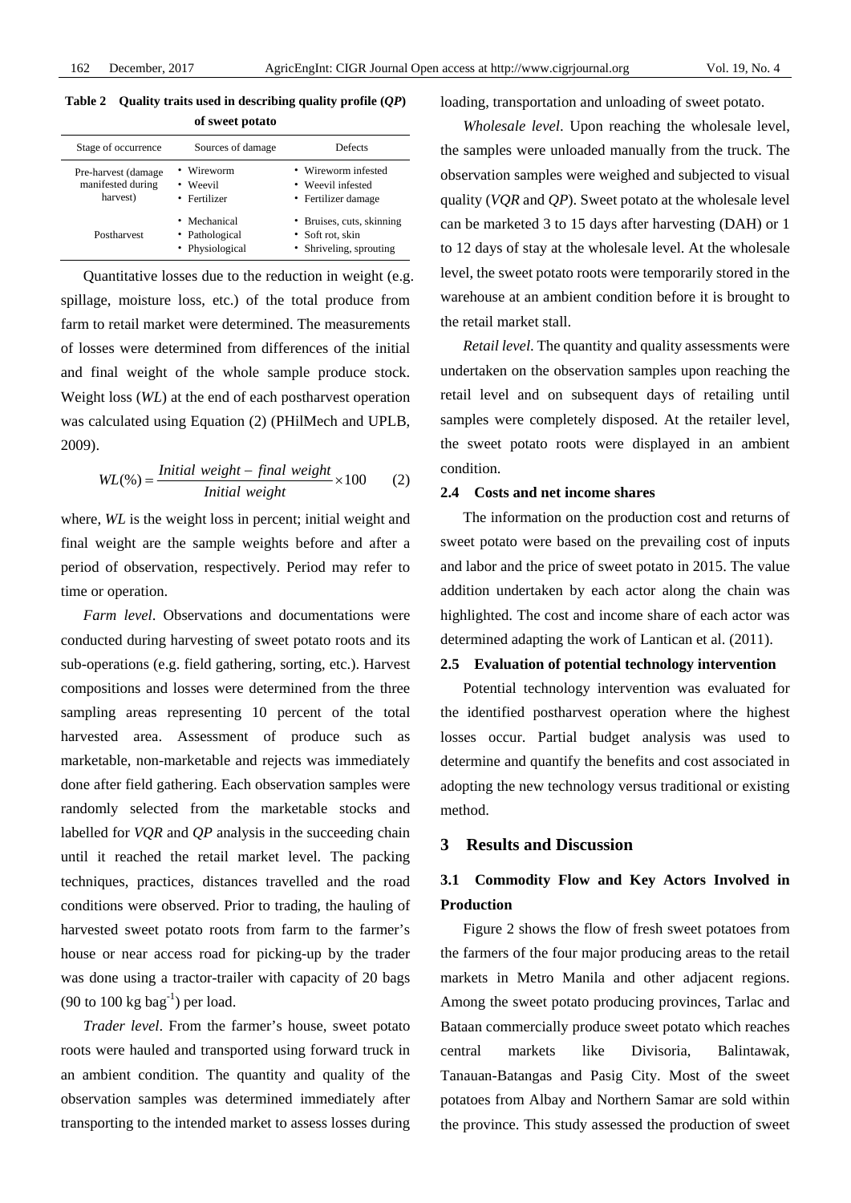**Table 2 Quality traits used in describing quality profile (*QP*) of sweet potato**

| Stage of occurrence | Sources of damage | Defects |
|---|---|---|
| Pre-harvest (damage manifested during harvest) | • Wireworm<br>• Weevil<br>• Fertilizer | • Wireworm infested<br>• Weevil infested<br>• Fertilizer damage |
| Postharvest | • Mechanical<br>• Pathological<br>• Physiological | • Bruises, cuts, skinning<br>• Soft rot, skin<br>• Shriveling, sprouting |

Quantitative losses due to the reduction in weight (e.g. spillage, moisture loss, etc.) of the total produce from farm to retail market were determined. The measurements of losses were determined from differences of the initial and final weight of the whole sample produce stock. Weight loss (*WL*) at the end of each postharvest operation was calculated using Equation (2) (PHilMech and UPLB, 2009).

$$WL(\%) = \frac{Initial\ weight - final\ weight}{Initial\ weight} \times 100 \qquad (2)$$

where, *WL* is the weight loss in percent; initial weight and final weight are the sample weights before and after a period of observation, respectively. Period may refer to time or operation.

*Farm level*. Observations and documentations were conducted during harvesting of sweet potato roots and its sub-operations (e.g. field gathering, sorting, etc.). Harvest compositions and losses were determined from the three sampling areas representing 10 percent of the total harvested area. Assessment of produce such as marketable, non-marketable and rejects was immediately done after field gathering. Each observation samples were randomly selected from the marketable stocks and labelled for *VQR* and *QP* analysis in the succeeding chain until it reached the retail market level. The packing techniques, practices, distances travelled and the road conditions were observed. Prior to trading, the hauling of harvested sweet potato roots from farm to the farmer's house or near access road for picking-up by the trader was done using a tractor-trailer with capacity of 20 bags (90 to 100 kg $bag^{-1}$) per load.

*Trader level*. From the farmer's house, sweet potato roots were hauled and transported using forward truck in an ambient condition. The quantity and quality of the observation samples was determined immediately after transporting to the intended market to assess losses during loading, transportation and unloading of sweet potato.

*Wholesale level*. Upon reaching the wholesale level, the samples were unloaded manually from the truck. The observation samples were weighed and subjected to visual quality (*VQR* and *QP*). Sweet potato at the wholesale level can be marketed 3 to 15 days after harvesting (DAH) or 1 to 12 days of stay at the wholesale level. At the wholesale level, the sweet potato roots were temporarily stored in the warehouse at an ambient condition before it is brought to the retail market stall.

*Retail level*. The quantity and quality assessments were undertaken on the observation samples upon reaching the retail level and on subsequent days of retailing until samples were completely disposed. At the retailer level, the sweet potato roots were displayed in an ambient condition.

### 2.4 Costs and net income shares

The information on the production cost and returns of sweet potato were based on the prevailing cost of inputs and labor and the price of sweet potato in 2015. The value addition undertaken by each actor along the chain was highlighted. The cost and income share of each actor was determined adapting the work of Lantican et al. (2011).

### 2.5 Evaluation of potential technology intervention

Potential technology intervention was evaluated for the identified postharvest operation where the highest losses occur. Partial budget analysis was used to determine and quantify the benefits and cost associated in adopting the new technology versus traditional or existing method.

## 3 Results and Discussion

### 3.1 Commodity Flow and Key Actors Involved in Production

Figure 2 shows the flow of fresh sweet potatoes from the farmers of the four major producing areas to the retail markets in Metro Manila and other adjacent regions. Among the sweet potato producing provinces, Tarlac and Bataan commercially produce sweet potato which reaches central markets like Divisoria, Balintawak, Tanauan-Batangas and Pasig City. Most of the sweet potatoes from Albay and Northern Samar are sold within the province. This study assessed the production of sweet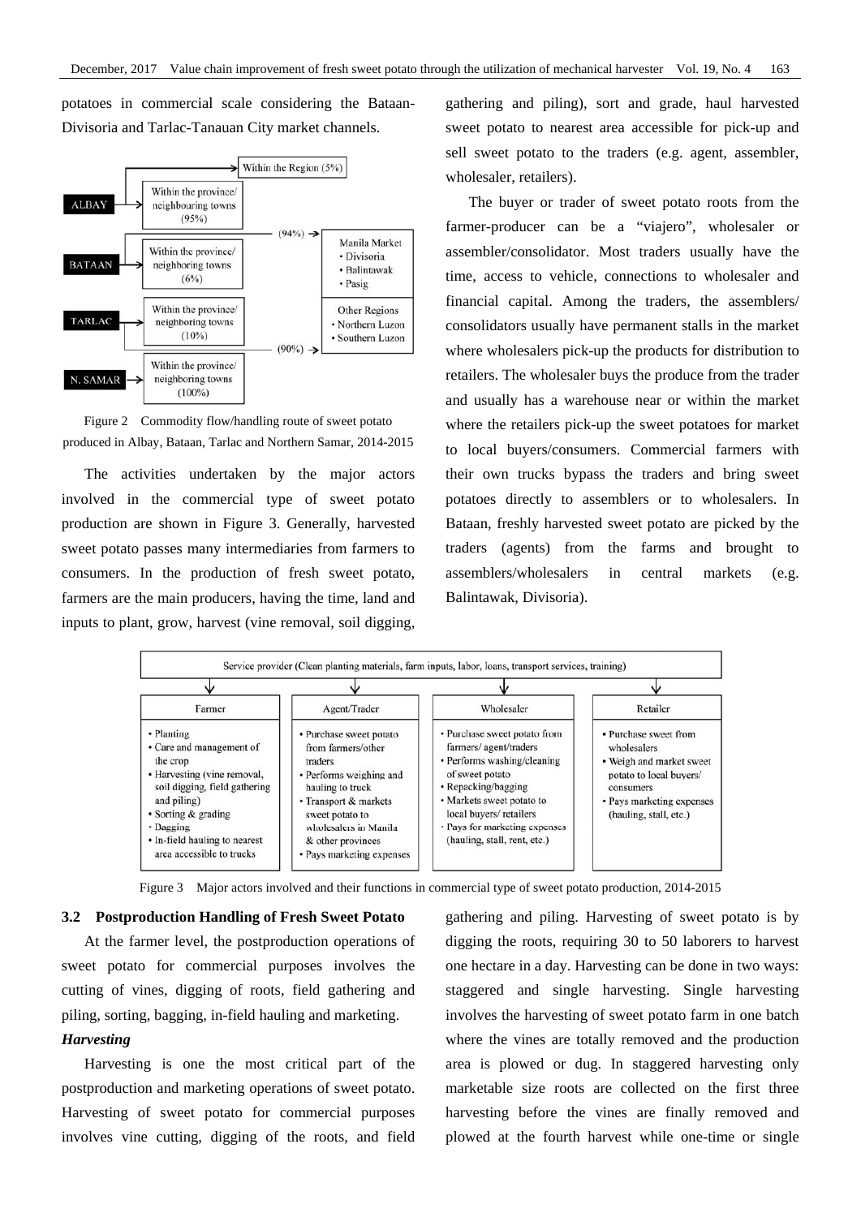potatoes in commercial scale considering the Bataan-Divisoria and Tarlac-Tanauan City market channels.

Figure 2 Commodity flow/handling route of sweet potato produced in Albay, Bataan, Tarlac and Northern Samar, 2014-2015

The activities undertaken by the major actors involved in the commercial type of sweet potato production are shown in Figure 3. Generally, harvested sweet potato passes many intermediaries from farmers to consumers. In the production of fresh sweet potato, farmers are the main producers, having the time, land and inputs to plant, grow, harvest (vine removal, soil digging, gathering and piling), sort and grade, haul harvested sweet potato to nearest area accessible for pick-up and sell sweet potato to the traders (e.g. agent, assembler, wholesaler, retailers).

The buyer or trader of sweet potato roots from the farmer-producer can be a "viajero", wholesaler or assembler/consolidator. Most traders usually have the time, access to vehicle, connections to wholesaler and financial capital. Among the traders, the assemblers/ consolidators usually have permanent stalls in the market where wholesalers pick-up the products for distribution to retailers. The wholesaler buys the produce from the trader and usually has a warehouse near or within the market where the retailers pick-up the sweet potatoes for market to local buyers/consumers. Commercial farmers with their own trucks bypass the traders and bring sweet potatoes directly to assemblers or to wholesalers. In Bataan, freshly harvested sweet potato are picked by the traders (agents) from the farms and brought to assemblers/wholesalers in central markets (e.g. Balintawak, Divisoria).

Figure 3 Major actors involved and their functions in commercial type of sweet potato production, 2014-2015

### 3.2 Postproduction Handling of Fresh Sweet Potato

At the farmer level, the postproduction operations of sweet potato for commercial purposes involves the cutting of vines, digging of roots, field gathering and piling, sorting, bagging, in-field hauling and marketing.

***Harvesting***

Harvesting is one the most critical part of the postproduction and marketing operations of sweet potato. Harvesting of sweet potato for commercial purposes involves vine cutting, digging of the roots, and field gathering and piling. Harvesting of sweet potato is by digging the roots, requiring 30 to 50 laborers to harvest one hectare in a day. Harvesting can be done in two ways: staggered and single harvesting. Single harvesting involves the harvesting of sweet potato farm in one batch where the vines are totally removed and the production area is plowed or dug. In staggered harvesting only marketable size roots are collected on the first three harvesting before the vines are finally removed and plowed at the fourth harvest while one-time or single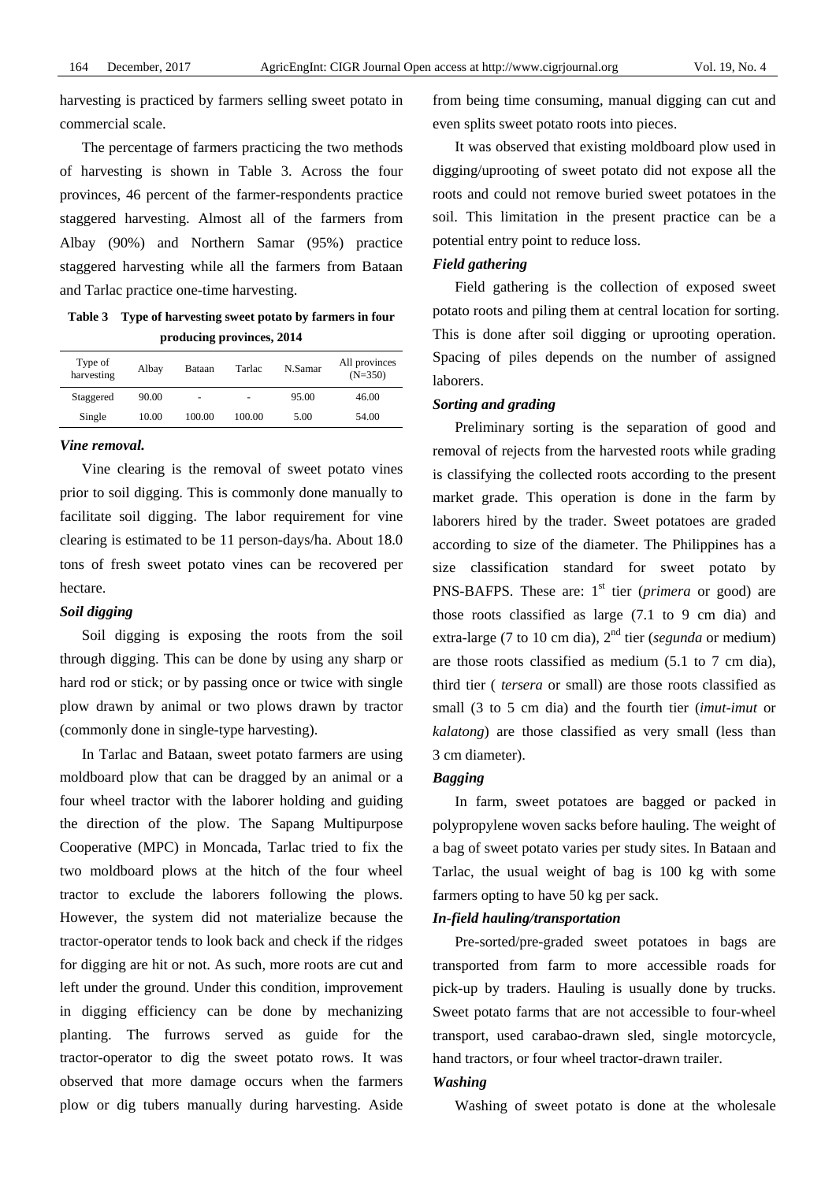harvesting is practiced by farmers selling sweet potato in commercial scale.

The percentage of farmers practicing the two methods of harvesting is shown in Table 3. Across the four provinces, 46 percent of the farmer-respondents practice staggered harvesting. Almost all of the farmers from Albay (90%) and Northern Samar (95%) practice staggered harvesting while all the farmers from Bataan and Tarlac practice one-time harvesting.

**Table 3 Type of harvesting sweet potato by farmers in four producing provinces, 2014**

| Type of harvesting | Albay | Bataan | Tarlac | N.Samar | All provinces (N=350) |
|---|---|---|---|---|---|
| Staggered | 90.00 | - | - | 95.00 | 46.00 |
| Single | 10.00 | 100.00 | 100.00 | 5.00 | 54.00 |

### *Vine removal.*

Vine clearing is the removal of sweet potato vines prior to soil digging. This is commonly done manually to facilitate soil digging. The labor requirement for vine clearing is estimated to be 11 person-days/ha. About 18.0 tons of fresh sweet potato vines can be recovered per hectare.

### *Soil digging*

Soil digging is exposing the roots from the soil through digging. This can be done by using any sharp or hard rod or stick; or by passing once or twice with single plow drawn by animal or two plows drawn by tractor (commonly done in single-type harvesting).

In Tarlac and Bataan, sweet potato farmers are using moldboard plow that can be dragged by an animal or a four wheel tractor with the laborer holding and guiding the direction of the plow. The Sapang Multipurpose Cooperative (MPC) in Moncada, Tarlac tried to fix the two moldboard plows at the hitch of the four wheel tractor to exclude the laborers following the plows. However, the system did not materialize because the tractor-operator tends to look back and check if the ridges for digging are hit or not. As such, more roots are cut and left under the ground. Under this condition, improvement in digging efficiency can be done by mechanizing planting. The furrows served as guide for the tractor-operator to dig the sweet potato rows. It was observed that more damage occurs when the farmers plow or dig tubers manually during harvesting. Aside from being time consuming, manual digging can cut and even splits sweet potato roots into pieces.

It was observed that existing moldboard plow used in digging/uprooting of sweet potato did not expose all the roots and could not remove buried sweet potatoes in the soil. This limitation in the present practice can be a potential entry point to reduce loss.

### *Field gathering*

Field gathering is the collection of exposed sweet potato roots and piling them at central location for sorting. This is done after soil digging or uprooting operation. Spacing of piles depends on the number of assigned laborers.

### *Sorting and grading*

Preliminary sorting is the separation of good and removal of rejects from the harvested roots while grading is classifying the collected roots according to the present market grade. This operation is done in the farm by laborers hired by the trader. Sweet potatoes are graded according to size of the diameter. The Philippines has a size classification standard for sweet potato by PNS-BAFPS. These are: 1$^{st}$ tier (*primera* or good) are those roots classified as large (7.1 to 9 cm dia) and extra-large (7 to 10 cm dia), 2$^{nd}$ tier (*segunda* or medium) are those roots classified as medium (5.1 to 7 cm dia), third tier ( *tersera* or small) are those roots classified as small (3 to 5 cm dia) and the fourth tier (*imut-imut* or *kalatong*) are those classified as very small (less than 3 cm diameter).

### *Bagging*

In farm, sweet potatoes are bagged or packed in polypropylene woven sacks before hauling. The weight of a bag of sweet potato varies per study sites. In Bataan and Tarlac, the usual weight of bag is 100 kg with some farmers opting to have 50 kg per sack.

### *In-field hauling/transportation*

Pre-sorted/pre-graded sweet potatoes in bags are transported from farm to more accessible roads for pick-up by traders. Hauling is usually done by trucks. Sweet potato farms that are not accessible to four-wheel transport, used carabao-drawn sled, single motorcycle, hand tractors, or four wheel tractor-drawn trailer.

### *Washing*

Washing of sweet potato is done at the wholesale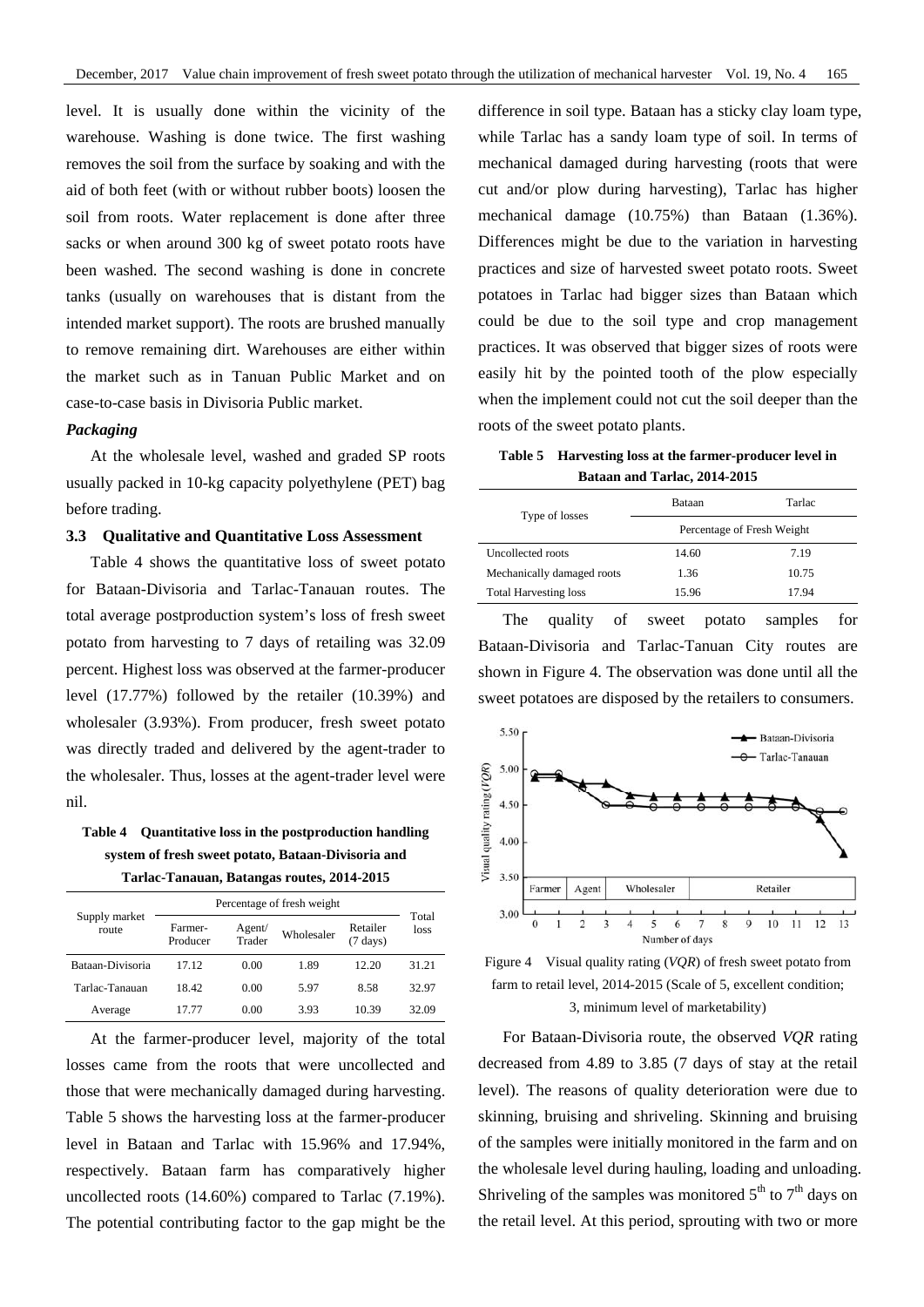level. It is usually done within the vicinity of the warehouse. Washing is done twice. The first washing removes the soil from the surface by soaking and with the aid of both feet (with or without rubber boots) loosen the soil from roots. Water replacement is done after three sacks or when around 300 kg of sweet potato roots have been washed. The second washing is done in concrete tanks (usually on warehouses that is distant from the intended market support). The roots are brushed manually to remove remaining dirt. Warehouses are either within the market such as in Tanuan Public Market and on case-to-case basis in Divisoria Public market.

***Packaging***

At the wholesale level, washed and graded SP roots usually packed in 10-kg capacity polyethylene (PET) bag before trading.

### 3.3 Qualitative and Quantitative Loss Assessment

Table 4 shows the quantitative loss of sweet potato for Bataan-Divisoria and Tarlac-Tanauan routes. The total average postproduction system's loss of fresh sweet potato from harvesting to 7 days of retailing was 32.09 percent. Highest loss was observed at the farmer-producer level (17.77%) followed by the retailer (10.39%) and wholesaler (3.93%). From producer, fresh sweet potato was directly traded and delivered by the agent-trader to the wholesaler. Thus, losses at the agent-trader level were nil.

**Table 4 Quantitative loss in the postproduction handling system of fresh sweet potato, Bataan-Divisoria and Tarlac-Tanauan, Batangas routes, 2014-2015**

| Supply market route | Percentage of fresh weight | | | | Total loss |
|---|---|---|---|---|---|
| | Farmer-Producer | Agent/Trader | Wholesaler | Retailer (7 days) | |
| Bataan-Divisoria | 17.12 | 0.00 | 1.89 | 12.20 | 31.21 |
| Tarlac-Tanauan | 18.42 | 0.00 | 5.97 | 8.58 | 32.97 |
| Average | 17.77 | 0.00 | 3.93 | 10.39 | 32.09 |

At the farmer-producer level, majority of the total losses came from the roots that were uncollected and those that were mechanically damaged during harvesting. Table 5 shows the harvesting loss at the farmer-producer level in Bataan and Tarlac with 15.96% and 17.94%, respectively. Bataan farm has comparatively higher uncollected roots (14.60%) compared to Tarlac (7.19%). The potential contributing factor to the gap might be the difference in soil type. Bataan has a sticky clay loam type, while Tarlac has a sandy loam type of soil. In terms of mechanical damaged during harvesting (roots that were cut and/or plow during harvesting), Tarlac has higher mechanical damage (10.75%) than Bataan (1.36%). Differences might be due to the variation in harvesting practices and size of harvested sweet potato roots. Sweet potatoes in Tarlac had bigger sizes than Bataan which could be due to the soil type and crop management practices. It was observed that bigger sizes of roots were easily hit by the pointed tooth of the plow especially when the implement could not cut the soil deeper than the roots of the sweet potato plants.

**Table 5 Harvesting loss at the farmer-producer level in Bataan and Tarlac, 2014-2015**

| Type of losses | Bataan | Tarlac |
|---|---|---|
| | Percentage of Fresh Weight | |
| Uncollected roots | 14.60 | 7.19 |
| Mechanically damaged roots | 1.36 | 10.75 |
| Total Harvesting loss | 15.96 | 17.94 |

The quality of sweet potato samples for Bataan-Divisoria and Tarlac-Tanuan City routes are shown in Figure 4. The observation was done until all the sweet potatoes are disposed by the retailers to consumers.

Figure 4 Visual quality rating (*VQR*) of fresh sweet potato from farm to retail level, 2014-2015 (Scale of 5, excellent condition; 3, minimum level of marketability)

For Bataan-Divisoria route, the observed *VQR* rating decreased from 4.89 to 3.85 (7 days of stay at the retail level). The reasons of quality deterioration were due to skinning, bruising and shriveling. Skinning and bruising of the samples were initially monitored in the farm and on the wholesale level during hauling, loading and unloading. Shriveling of the samples was monitored 5th to 7th days on the retail level. At this period, sprouting with two or more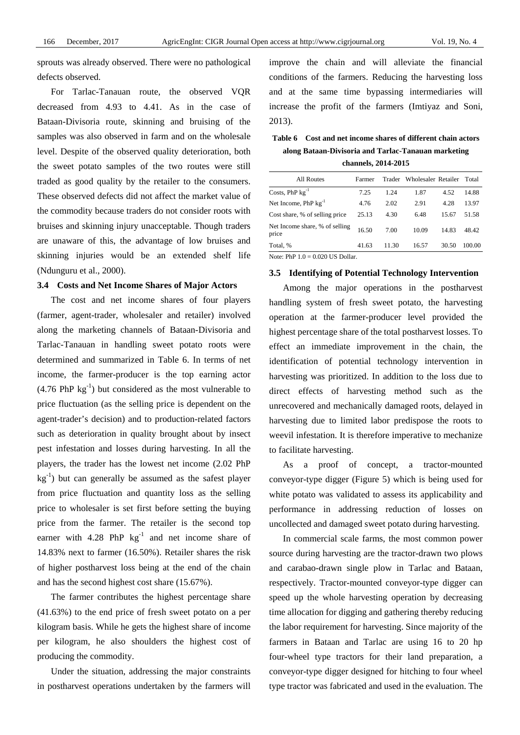sprouts was already observed. There were no pathological defects observed.

For Tarlac-Tanauan route, the observed VQR decreased from 4.93 to 4.41. As in the case of Bataan-Divisoria route, skinning and bruising of the samples was also observed in farm and on the wholesale level. Despite of the observed quality deterioration, both the sweet potato samples of the two routes were still traded as good quality by the retailer to the consumers. These observed defects did not affect the market value of the commodity because traders do not consider roots with bruises and skinning injury unacceptable. Though traders are unaware of this, the advantage of low bruises and skinning injuries would be an extended shelf life (Ndunguru et al., 2000).

### 3.4 Costs and Net Income Shares of Major Actors

The cost and net income shares of four players (farmer, agent-trader, wholesaler and retailer) involved along the marketing channels of Bataan-Divisoria and Tarlac-Tanauan in handling sweet potato roots were determined and summarized in Table 6. In terms of net income, the farmer-producer is the top earning actor (4.76 PhP $kg^{-1}$) but considered as the most vulnerable to price fluctuation (as the selling price is dependent on the agent-trader's decision) and to production-related factors such as deterioration in quality brought about by insect pest infestation and losses during harvesting. In all the players, the trader has the lowest net income (2.02 PhP $kg^{-1}$) but can generally be assumed as the safest player from price fluctuation and quantity loss as the selling price to wholesaler is set first before setting the buying price from the farmer. The retailer is the second top earner with 4.28 PhP $kg^{-1}$ and net income share of 14.83% next to farmer (16.50%). Retailer shares the risk of higher postharvest loss being at the end of the chain and has the second highest cost share (15.67%).

The farmer contributes the highest percentage share (41.63%) to the end price of fresh sweet potato on a per kilogram basis. While he gets the highest share of income per kilogram, he also shoulders the highest cost of producing the commodity.

Under the situation, addressing the major constraints in postharvest operations undertaken by the farmers will improve the chain and will alleviate the financial conditions of the farmers. Reducing the harvesting loss and at the same time bypassing intermediaries will increase the profit of the farmers (Imtiyaz and Soni, 2013).

**Table 6 Cost and net income shares of different chain actors along Bataan-Divisoria and Tarlac-Tanauan marketing channels, 2014-2015**

| All Routes | Farmer | Trader | Wholesaler | Retailer | Total |
|---|---|---|---|---|---|
| Costs, PhP $kg^{-1}$ | 7.25 | 1.24 | 1.87 | 4.52 | 14.88 |
| Net Income, PhP $kg^{-1}$ | 4.76 | 2.02 | 2.91 | 4.28 | 13.97 |
| Cost share, % of selling price | 25.13 | 4.30 | 6.48 | 15.67 | 51.58 |
| Net Income share, % of selling price | 16.50 | 7.00 | 10.09 | 14.83 | 48.42 |
| Total, % | 41.63 | 11.30 | 16.57 | 30.50 | 100.00 |

Note: PhP 1.0 = 0.020 US Dollar.

### 3.5 Identifying of Potential Technology Intervention

Among the major operations in the postharvest handling system of fresh sweet potato, the harvesting operation at the farmer-producer level provided the highest percentage share of the total postharvest losses. To effect an immediate improvement in the chain, the identification of potential technology intervention in harvesting was prioritized. In addition to the loss due to direct effects of harvesting method such as the unrecovered and mechanically damaged roots, delayed in harvesting due to limited labor predispose the roots to weevil infestation. It is therefore imperative to mechanize to facilitate harvesting.

As a proof of concept, a tractor-mounted conveyor-type digger (Figure 5) which is being used for white potato was validated to assess its applicability and performance in addressing reduction of losses on uncollected and damaged sweet potato during harvesting.

In commercial scale farms, the most common power source during harvesting are the tractor-drawn two plows and carabao-drawn single plow in Tarlac and Bataan, respectively. Tractor-mounted conveyor-type digger can speed up the whole harvesting operation by decreasing time allocation for digging and gathering thereby reducing the labor requirement for harvesting. Since majority of the farmers in Bataan and Tarlac are using 16 to 20 hp four-wheel type tractors for their land preparation, a conveyor-type digger designed for hitching to four wheel type tractor was fabricated and used in the evaluation. The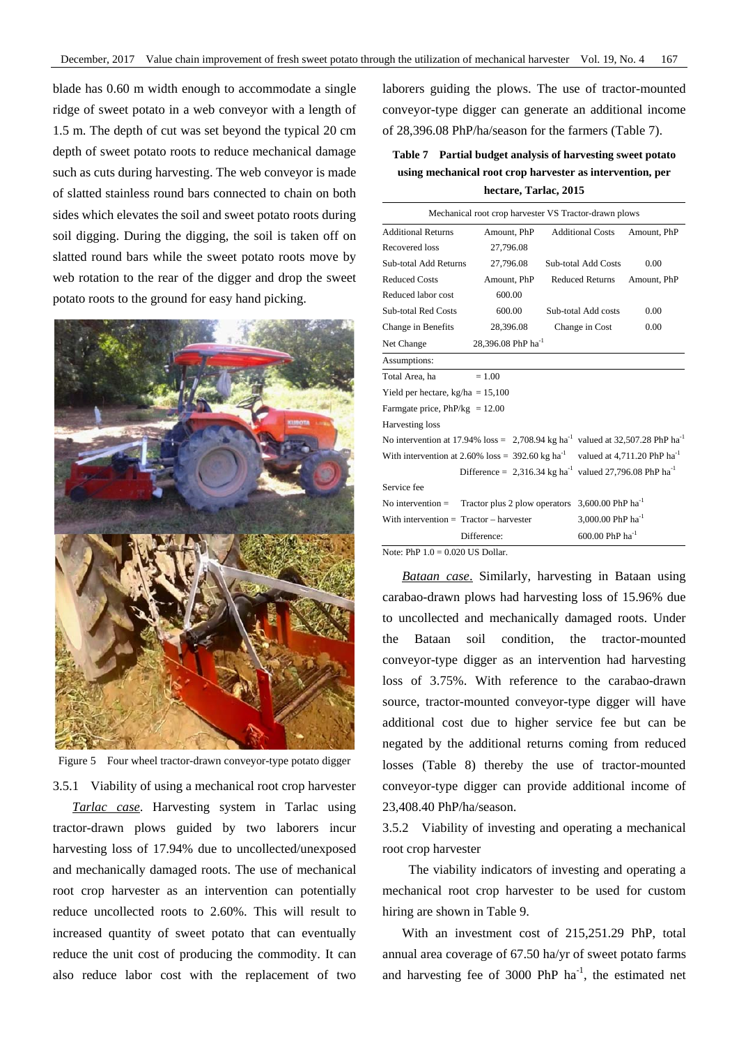blade has 0.60 m width enough to accommodate a single ridge of sweet potato in a web conveyor with a length of 1.5 m. The depth of cut was set beyond the typical 20 cm depth of sweet potato roots to reduce mechanical damage such as cuts during harvesting. The web conveyor is made of slatted stainless round bars connected to chain on both sides which elevates the soil and sweet potato roots during soil digging. During the digging, the soil is taken off on slatted round bars while the sweet potato roots move by web rotation to the rear of the digger and drop the sweet potato roots to the ground for easy hand picking.

Figure 5 Four wheel tractor-drawn conveyor-type potato digger

3.5.1 Viability of using a mechanical root crop harvester

*Tarlac case*. Harvesting system in Tarlac using tractor-drawn plows guided by two laborers incur harvesting loss of 17.94% due to uncollected/unexposed and mechanically damaged roots. The use of mechanical root crop harvester as an intervention can potentially reduce uncollected roots to 2.60%. This will result to increased quantity of sweet potato that can eventually reduce the unit cost of producing the commodity. It can also reduce labor cost with the replacement of two laborers guiding the plows. The use of tractor-mounted conveyor-type digger can generate an additional income of 28,396.08 PhP/ha/season for the farmers (Table 7).

**Table 7 Partial budget analysis of harvesting sweet potato using mechanical root crop harvester as intervention, per hectare, Tarlac, 2015**

| Mechanical root crop harvester VS Tractor-drawn plows | | | |
|---|---|---|---|
| Additional Returns | Amount, PhP | Additional Costs | Amount, PhP |
| Recovered loss | 27,796.08 | | |
| Sub-total Add Returns | 27,796.08 | Sub-total Add Costs | 0.00 |
| Reduced Costs | Amount, PhP | Reduced Returns | Amount, PhP |
| Reduced labor cost | 600.00 | | |
| Sub-total Red Costs | 600.00 | Sub-total Add costs | 0.00 |
| Change in Benefits | 28,396.08 | Change in Cost | 0.00 |
| Net Change | 28,396.08 PhP ha$^{-1}$ | | |
| Assumptions: | | | |
| Total Area, ha | = 1.00 | | |
| Yield per hectare, kg/ha | = 15,100 | | |
| Farmgate price, PhP/kg | = 12.00 | | |
| Harvesting loss | | | |
| No intervention at 17.94% loss = | 2,708.94 kg ha$^{-1}$ | valued at 32,507.28 PhP ha$^{-1}$ | |
| With intervention at 2.60% loss = | 392.60 kg ha$^{-1}$ | valued at 4,711.20 PhP ha$^{-1}$ | |
| Difference = | 2,316.34 kg ha$^{-1}$ | valued 27,796.08 PhP ha$^{-1}$ | |
| Service fee | | | |
| No intervention = | Tractor plus 2 plow operators | 3,600.00 PhP ha$^{-1}$ | |
| With intervention = | Tractor – harvester | 3,000.00 PhP ha$^{-1}$ | |
| | Difference: | 600.00 PhP ha$^{-1}$ | |

Note: PhP 1.0 = 0.020 US Dollar.

*Bataan case*. Similarly, harvesting in Bataan using carabao-drawn plows had harvesting loss of 15.96% due to uncollected and mechanically damaged roots. Under the Bataan soil condition, the tractor-mounted conveyor-type digger as an intervention had harvesting loss of 3.75%. With reference to the carabao-drawn source, tractor-mounted conveyor-type digger will have additional cost due to higher service fee but can be negated by the additional returns coming from reduced losses (Table 8) thereby the use of tractor-mounted conveyor-type digger can provide additional income of 23,408.40 PhP/ha/season.

3.5.2 Viability of investing and operating a mechanical root crop harvester

The viability indicators of investing and operating a mechanical root crop harvester to be used for custom hiring are shown in Table 9.

With an investment cost of 215,251.29 PhP, total annual area coverage of 67.50 ha/yr of sweet potato farms and harvesting fee of 3000 PhP ha$^{-1}$, the estimated net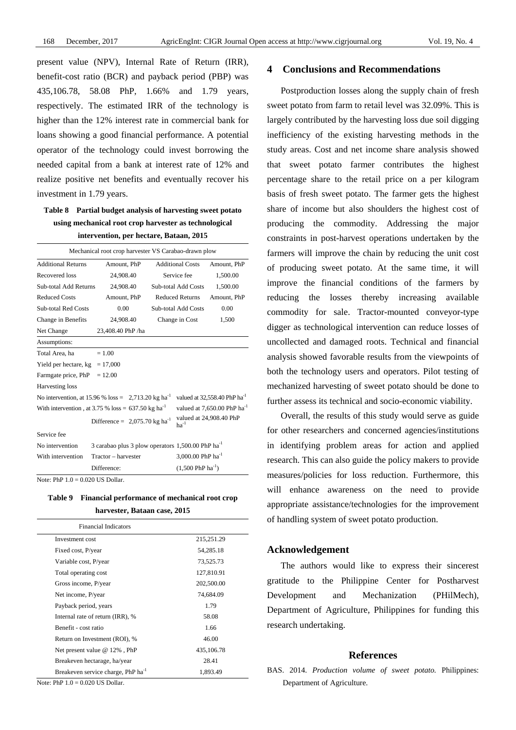present value (NPV), Internal Rate of Return (IRR), benefit-cost ratio (BCR) and payback period (PBP) was 435,106.78, 58.08 PhP, 1.66% and 1.79 years, respectively. The estimated IRR of the technology is higher than the 12% interest rate in commercial bank for loans showing a good financial performance. A potential operator of the technology could invest borrowing the needed capital from a bank at interest rate of 12% and realize positive net benefits and eventually recover his investment in 1.79 years.

**Table 8 Partial budget analysis of harvesting sweet potato using mechanical root crop harvester as technological intervention, per hectare, Bataan, 2015**

| Mechanical root crop harvester VS Carabao-drawn plow | | | |
|---|---|---|---|
| Additional Returns | Amount, PhP | Additional Costs | Amount, PhP |
| Recovered loss | 24,908.40 | Service fee | 1,500.00 |
| Sub-total Add Returns | 24,908.40 | Sub-total Add Costs | 1,500.00 |
| Reduced Costs | Amount, PhP | Reduced Returns | Amount, PhP |
| Sub-total Red Costs | 0.00 | Sub-total Add Costs | 0.00 |
| Change in Benefits | 24,908.40 | Change in Cost | 1,500 |
| Net Change | 23,408.40 PhP /ha | | |
| Assumptions: | | | |
| Total Area, ha | = 1.00 | | |
| Yield per hectare, kg | = 17,000 | | |
| Farmgate price, PhP | = 12.00 | | |
| Harvesting loss | | | |
| No intervention, at 15.96 % loss = | 2,713.20 kg ha$^{-1}$ | valued at 32,558.40 PhP ha$^{-1}$ | |
| With intervention , at 3.75 % loss = | 637.50 kg ha$^{-1}$ | valued at 7,650.00 PhP ha$^{-1}$ | |
| Difference = | 2,075.70 kg ha$^{-1}$ | valued at 24,908.40 PhP ha$^{-1}$ | |
| Service fee | | | |
| No intervention | 3 carabao plus 3 plow operators | 1,500.00 PhP ha$^{-1}$ | |
| With intervention | Tractor – harvester | 3,000.00 PhP ha$^{-1}$ | |
| | Difference: | (1,500 PhP ha$^{-1}$) | |

Note: PhP 1.0 = 0.020 US Dollar.

**Table 9 Financial performance of mechanical root crop harvester, Bataan case, 2015**

| Financial Indicators | |
|---|---|
| Investment cost | 215,251.29 |
| Fixed cost, P/year | 54,285.18 |
| Variable cost, P/year | 73,525.73 |
| Total operating cost | 127,810.91 |
| Gross income, P/year | 202,500.00 |
| Net income, P/year | 74,684.09 |
| Payback period, years | 1.79 |
| Internal rate of return (IRR), % | 58.08 |
| Benefit - cost ratio | 1.66 |
| Return on Investment (ROI), % | 46.00 |
| Net present value @ 12% , PhP | 435,106.78 |
| Breakeven hectarage, ha/year | 28.41 |
| Breakeven service charge, PhP ha$^{-1}$ | 1,893.49 |

Note: PhP 1.0 = 0.020 US Dollar.

## 4 Conclusions and Recommendations

Postproduction losses along the supply chain of fresh sweet potato from farm to retail level was 32.09%. This is largely contributed by the harvesting loss due soil digging inefficiency of the existing harvesting methods in the study areas. Cost and net income share analysis showed that sweet potato farmer contributes the highest percentage share to the retail price on a per kilogram basis of fresh sweet potato. The farmer gets the highest share of income but also shoulders the highest cost of producing the commodity. Addressing the major constraints in post-harvest operations undertaken by the farmers will improve the chain by reducing the unit cost of producing sweet potato. At the same time, it will improve the financial conditions of the farmers by reducing the losses thereby increasing available commodity for sale. Tractor-mounted conveyor-type digger as technological intervention can reduce losses of uncollected and damaged roots. Technical and financial analysis showed favorable results from the viewpoints of both the technology users and operators. Pilot testing of mechanized harvesting of sweet potato should be done to further assess its technical and socio-economic viability.

Overall, the results of this study would serve as guide for other researchers and concerned agencies/institutions in identifying problem areas for action and applied research. This can also guide the policy makers to provide measures/policies for loss reduction. Furthermore, this will enhance awareness on the need to provide appropriate assistance/technologies for the improvement of handling system of sweet potato production.

## Acknowledgement

The authors would like to express their sincerest gratitude to the Philippine Center for Postharvest Development and Mechanization (PHilMech), Department of Agriculture, Philippines for funding this research undertaking.

## References

BAS. 2014. *Production volume of sweet potato.* Philippines: Department of Agriculture.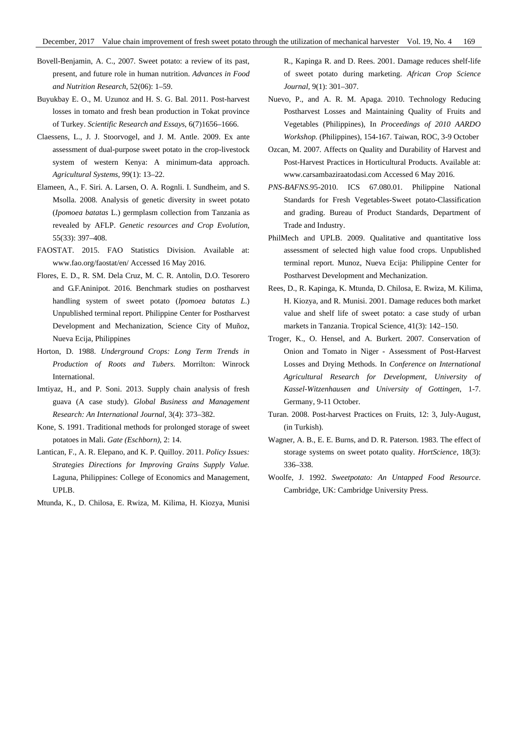Bovell-Benjamin, A. C., 2007. Sweet potato: a review of its past, present, and future role in human nutrition. *Advances in Food and Nutrition Research*, 52(06): 1–59.

Buyukbay E. O., M. Uzunoz and H. S. G. Bal. 2011. Post-harvest losses in tomato and fresh bean production in Tokat province of Turkey. *Scientific Research and Essays*, 6(7)1656–1666.

Claessens, L., J. J. Stoorvogel, and J. M. Antle. 2009. Ex ante assessment of dual-purpose sweet potato in the crop-livestock system of western Kenya: A minimum-data approach. *Agricultural Systems*, 99(1): 13–22.

Elameen, A., F. Siri. A. Larsen, O. A. Rognli. I. Sundheim, and S. Msolla. 2008. Analysis of genetic diversity in sweet potato (*Ipomoea batatas* L.) germplasm collection from Tanzania as revealed by AFLP. *Genetic resources and Crop Evolution*, 55(33): 397–408.

FAOSTAT. 2015. FAO Statistics Division. Available at: www.fao.org/faostat/en/ Accessed 16 May 2016.

Flores, E. D., R. SM. Dela Cruz, M. C. R. Antolin, D.O. Tesorero and G.F.Aninipot. 2016. Benchmark studies on postharvest handling system of sweet potato (*Ipomoea batatas L.*) Unpublished terminal report. Philippine Center for Postharvest Development and Mechanization, Science City of Muñoz, Nueva Ecija, Philippines

Horton, D. 1988. *Underground Crops: Long Term Trends in Production of Roots and Tubers.* Morrilton: Winrock International.

Imtiyaz, H., and P. Soni. 2013. Supply chain analysis of fresh guava (A case study). *Global Business and Management Research: An International Journal*, 3(4): 373–382.

Kone, S. 1991. Traditional methods for prolonged storage of sweet potatoes in Mali. *Gate (Eschborn)*, 2: 14.

Lantican, F., A. R. Elepano, and K. P. Quilloy. 2011. *Policy Issues: Strategies Directions for Improving Grains Supply Value.* Laguna, Philippines: College of Economics and Management, UPLB.

Mtunda, K., D. Chilosa, E. Rwiza, M. Kilima, H. Kiozya, Munisi R., Kapinga R. and D. Rees. 2001. Damage reduces shelf-life of sweet potato during marketing. *African Crop Science Journal*, 9(1): 301–307.

Nuevo, P., and A. R. M. Apaga. 2010. Technology Reducing Postharvest Losses and Maintaining Quality of Fruits and Vegetables (Philippines), In *Proceedings of 2010 AARDO Workshop.* (Philippines), 154-167. Taiwan, ROC, 3-9 October

Ozcan, M. 2007. Affects on Quality and Durability of Harvest and Post-Harvest Practices in Horticultural Products. Available at: www.carsambaziraatodasi.com Accessed 6 May 2016.

*PNS-BAFNS*.95-2010. ICS 67.080.01. Philippine National Standards for Fresh Vegetables-Sweet potato-Classification and grading. Bureau of Product Standards, Department of Trade and Industry.

PhilMech and UPLB. 2009. Qualitative and quantitative loss assessment of selected high value food crops. Unpublished terminal report. Munoz, Nueva Ecija: Philippine Center for Postharvest Development and Mechanization.

Rees, D., R. Kapinga, K. Mtunda, D. Chilosa, E. Rwiza, M. Kilima, H. Kiozya, and R. Munisi. 2001. Damage reduces both market value and shelf life of sweet potato: a case study of urban markets in Tanzania. Tropical Science, 41(3): 142–150.

Troger, K., O. Hensel, and A. Burkert. 2007. Conservation of Onion and Tomato in Niger - Assessment of Post-Harvest Losses and Drying Methods. In *Conference on International Agricultural Research for Development, University of Kassel-Witzenhausen and University of Gottingen*, 1-7. Germany, 9-11 October.

Turan. 2008. Post-harvest Practices on Fruits, 12: 3, July-August, (in Turkish).

Wagner, A. B., E. E. Burns, and D. R. Paterson. 1983. The effect of storage systems on sweet potato quality. *HortScience*, 18(3): 336–338.

Woolfe, J. 1992. *Sweetpotato: An Untapped Food Resource*. Cambridge, UK: Cambridge University Press.